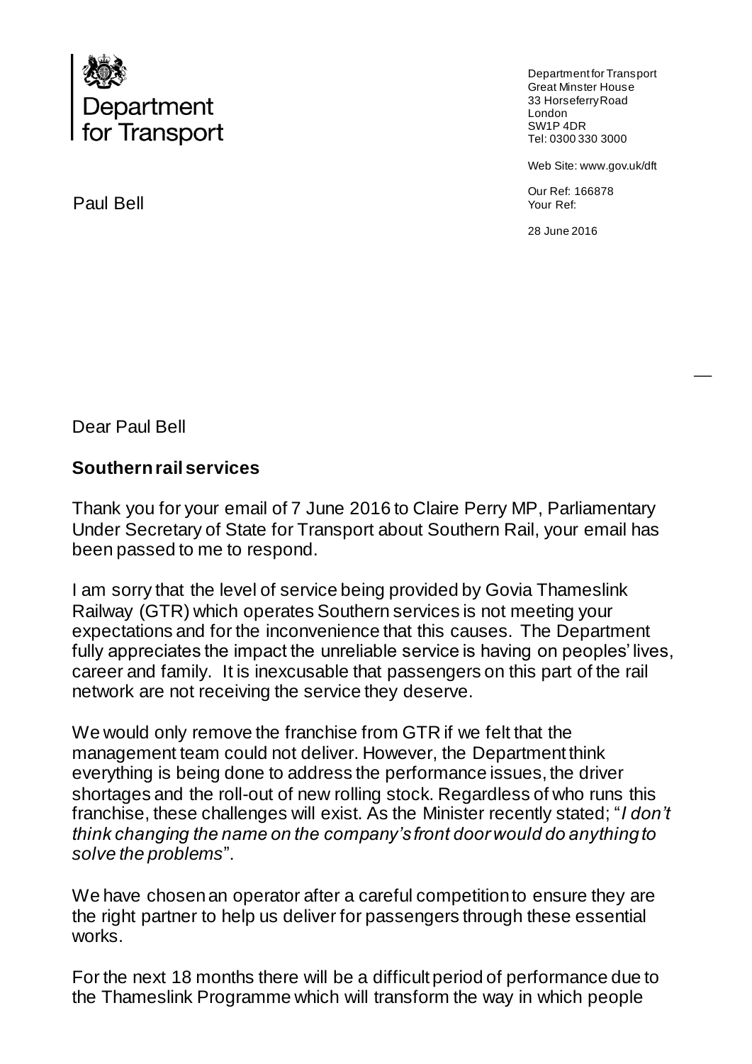Department for Transport

Department for Transport
Great Minster House
33 Horseferry Road
London
SW1P 4DR
Tel: 0300 330 3000

Web Site: www.gov.uk/dft

Our Ref: 166878
Your Ref:

28 June 2016

Paul Bell

Dear Paul Bell

**Southern rail services**

Thank you for your email of 7 June 2016 to Claire Perry MP, Parliamentary Under Secretary of State for Transport about Southern Rail, your email has been passed to me to respond.

I am sorry that the level of service being provided by Govia Thameslink Railway (GTR) which operates Southern services is not meeting your expectations and for the inconvenience that this causes. The Department fully appreciates the impact the unreliable service is having on peoples' lives, career and family. It is inexcusable that passengers on this part of the rail network are not receiving the service they deserve.

We would only remove the franchise from GTR if we felt that the management team could not deliver. However, the Department think everything is being done to address the performance issues, the driver shortages and the roll-out of new rolling stock. Regardless of who runs this franchise, these challenges will exist. As the Minister recently stated; "*I don't think changing the name on the company's front door would do anything to solve the problems*".

We have chosen an operator after a careful competition to ensure they are the right partner to help us deliver for passengers through these essential works.

For the next 18 months there will be a difficult period of performance due to the Thameslink Programme which will transform the way in which people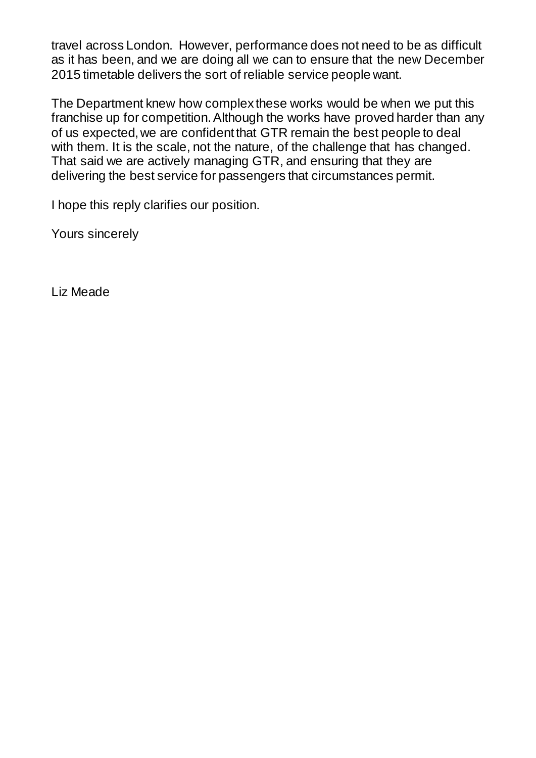travel across London. However, performance does not need to be as difficult as it has been, and we are doing all we can to ensure that the new December 2015 timetable delivers the sort of reliable service people want.

The Department knew how complex these works would be when we put this franchise up for competition. Although the works have proved harder than any of us expected, we are confident that GTR remain the best people to deal with them. It is the scale, not the nature, of the challenge that has changed. That said we are actively managing GTR, and ensuring that they are delivering the best service for passengers that circumstances permit.

I hope this reply clarifies our position.

Yours sincerely

Liz Meade